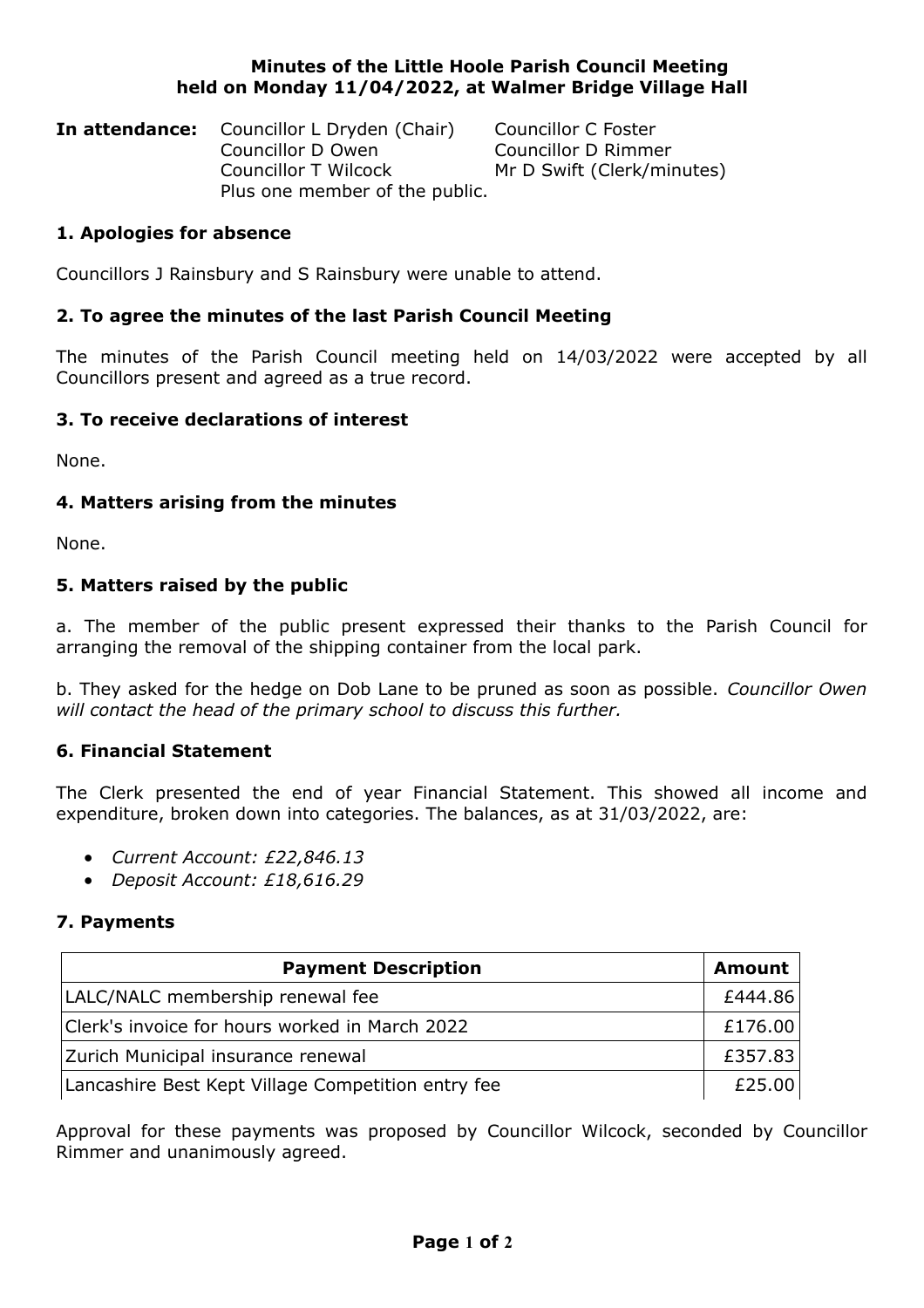# Minutes of the Little Hoole Parish Council Meeting held on Monday 11/04/2022, at Walmer Bridge Village Hall

**In attendance:** Councillor L Dryden (Chair), Councillor C Foster, Councillor D Owen, Councillor D Rimmer, Councillor T Wilcock, Mr D Swift (Clerk/minutes)
Plus one member of the public.

## 1. Apologies for absence

Councillors J Rainsbury and S Rainsbury were unable to attend.

## 2. To agree the minutes of the last Parish Council Meeting

The minutes of the Parish Council meeting held on 14/03/2022 were accepted by all Councillors present and agreed as a true record.

## 3. To receive declarations of interest

None.

## 4. Matters arising from the minutes

None.

## 5. Matters raised by the public

a. The member of the public present expressed their thanks to the Parish Council for arranging the removal of the shipping container from the local park.

b. They asked for the hedge on Dob Lane to be pruned as soon as possible. *Councillor Owen will contact the head of the primary school to discuss this further.*

## 6. Financial Statement

The Clerk presented the end of year Financial Statement. This showed all income and expenditure, broken down into categories. The balances, as at 31/03/2022, are:

- *Current Account: £22,846.13*
- *Deposit Account: £18,616.29*

## 7. Payments

| Payment Description | Amount |
|---|---|
| LALC/NALC membership renewal fee | £444.86 |
| Clerk's invoice for hours worked in March 2022 | £176.00 |
| Zurich Municipal insurance renewal | £357.83 |
| Lancashire Best Kept Village Competition entry fee | £25.00 |

Approval for these payments was proposed by Councillor Wilcock, seconded by Councillor Rimmer and unanimously agreed.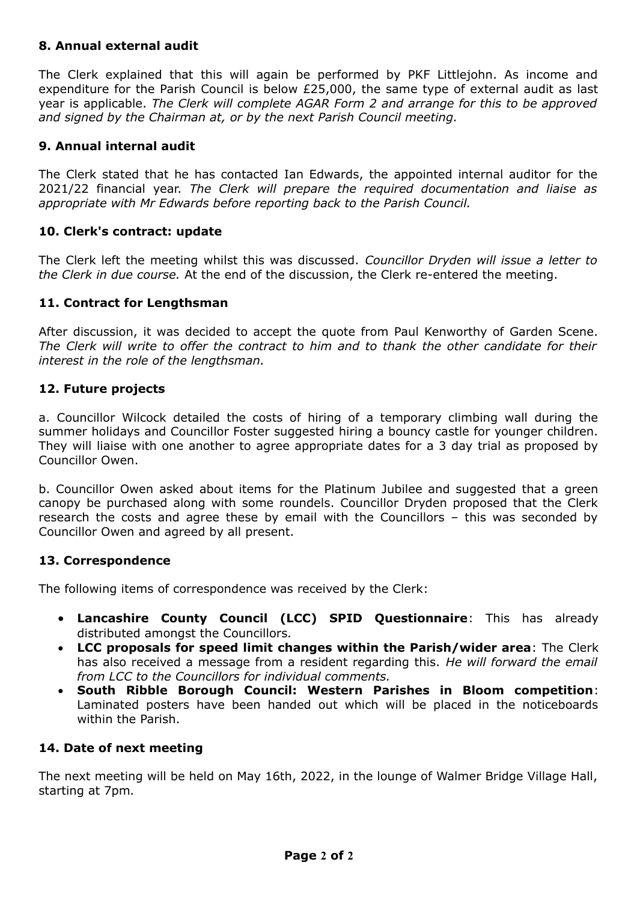### 8. Annual external audit

The Clerk explained that this will again be performed by PKF Littlejohn. As income and expenditure for the Parish Council is below £25,000, the same type of external audit as last year is applicable. *The Clerk will complete AGAR Form 2 and arrange for this to be approved and signed by the Chairman at, or by the next Parish Council meeting.*

### 9. Annual internal audit

The Clerk stated that he has contacted Ian Edwards, the appointed internal auditor for the 2021/22 financial year. *The Clerk will prepare the required documentation and liaise as appropriate with Mr Edwards before reporting back to the Parish Council.*

### 10. Clerk's contract: update

The Clerk left the meeting whilst this was discussed. *Councillor Dryden will issue a letter to the Clerk in due course.* At the end of the discussion, the Clerk re-entered the meeting.

### 11. Contract for Lengthsman

After discussion, it was decided to accept the quote from Paul Kenworthy of Garden Scene. *The Clerk will write to offer the contract to him and to thank the other candidate for their interest in the role of the lengthsman.*

### 12. Future projects

a. Councillor Wilcock detailed the costs of hiring of a temporary climbing wall during the summer holidays and Councillor Foster suggested hiring a bouncy castle for younger children. They will liaise with one another to agree appropriate dates for a 3 day trial as proposed by Councillor Owen.

b. Councillor Owen asked about items for the Platinum Jubilee and suggested that a green canopy be purchased along with some roundels. Councillor Dryden proposed that the Clerk research the costs and agree these by email with the Councillors – this was seconded by Councillor Owen and agreed by all present.

### 13. Correspondence

The following items of correspondence was received by the Clerk:

- **Lancashire County Council (LCC) SPID Questionnaire**: This has already distributed amongst the Councillors*.*
- **LCC proposals for speed limit changes within the Parish/wider area**: The Clerk has also received a message from a resident regarding this. *He will forward the email from LCC to the Councillors for individual comments.*
- **South Ribble Borough Council: Western Parishes in Bloom competition**: Laminated posters have been handed out which will be placed in the noticeboards within the Parish.

### 14. Date of next meeting

The next meeting will be held on May 16th, 2022, in the lounge of Walmer Bridge Village Hall, starting at 7pm*.*